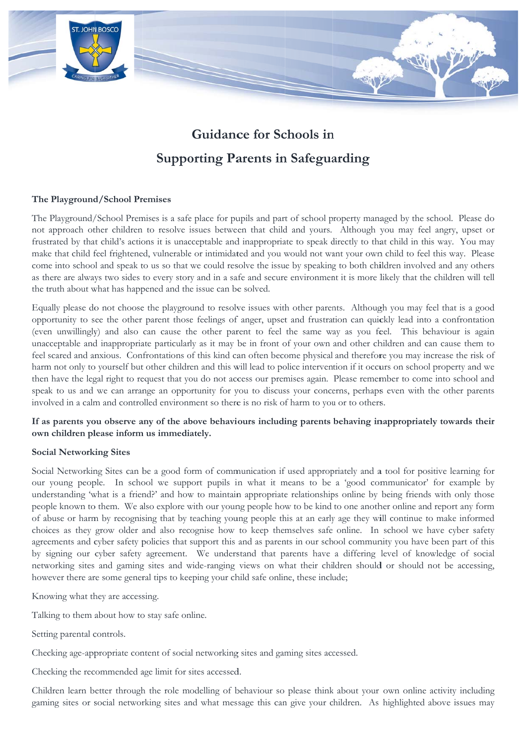# Guidance for Schools in Supporting Parents in Safeguarding

**The Playground/School Premises**

The Playground/School Premises is a safe place for pupils and part of school property managed by the school. Please do not approach other children to resolve issues between that child and yours. Although you may feel angry, upset or frustrated by that child's actions it is unacceptable and inappropriate to speak directly to that child in this way. You may make that child feel frightened, vulnerable or intimidated and you would not want your own child to feel this way. Please come into school and speak to us so that we could resolve the issue by speaking to both children involved and any others as there are always two sides to every story and in a safe and secure environment it is more likely that the children will tell the truth about what has happened and the issue can be solved.

Equally please do not choose the playground to resolve issues with other parents. Although you may feel that is a good opportunity to see the other parent those feelings of anger, upset and frustration can quickly lead into a confrontation (even unwillingly) and also can cause the other parent to feel the same way as you feel. This behaviour is again unacceptable and inappropriate particularly as it may be in front of your own and other children and can cause them to feel scared and anxious. Confrontations of this kind can often become physical and therefore you may increase the risk of harm not only to yourself but other children and this will lead to police intervention if it occurs on school property and we then have the legal right to request that you do not access our premises again. Please remember to come into school and speak to us and we can arrange an opportunity for you to discuss your concerns, perhaps even with the other parents involved in a calm and controlled environment so there is no risk of harm to you or to others.

**If as parents you observe any of the above behaviours including parents behaving inappropriately towards their own children please inform us immediately.**

**Social Networking Sites**

Social Networking Sites can be a good form of communication if used appropriately and a tool for positive learning for our young people. In school we support pupils in what it means to be a 'good communicator' for example by understanding 'what is a friend?' and how to maintain appropriate relationships online by being friends with only those people known to them. We also explore with our young people how to be kind to one another online and report any form of abuse or harm by recognising that by teaching young people this at an early age they will continue to make informed choices as they grow older and also recognise how to keep themselves safe online. In school we have cyber safety agreements and cyber safety policies that support this and as parents in our school community you have been part of this by signing our cyber safety agreement. We understand that parents have a differing level of knowledge of social networking sites and gaming sites and wide-ranging views on what their children should or should not be accessing, however there are some general tips to keeping your child safe online, these include;

Knowing what they are accessing.

Talking to them about how to stay safe online.

Setting parental controls.

Checking age-appropriate content of social networking sites and gaming sites accessed.

Checking the recommended age limit for sites accessed.

Children learn better through the role modelling of behaviour so please think about your own online activity including gaming sites or social networking sites and what message this can give your children. As highlighted above issues may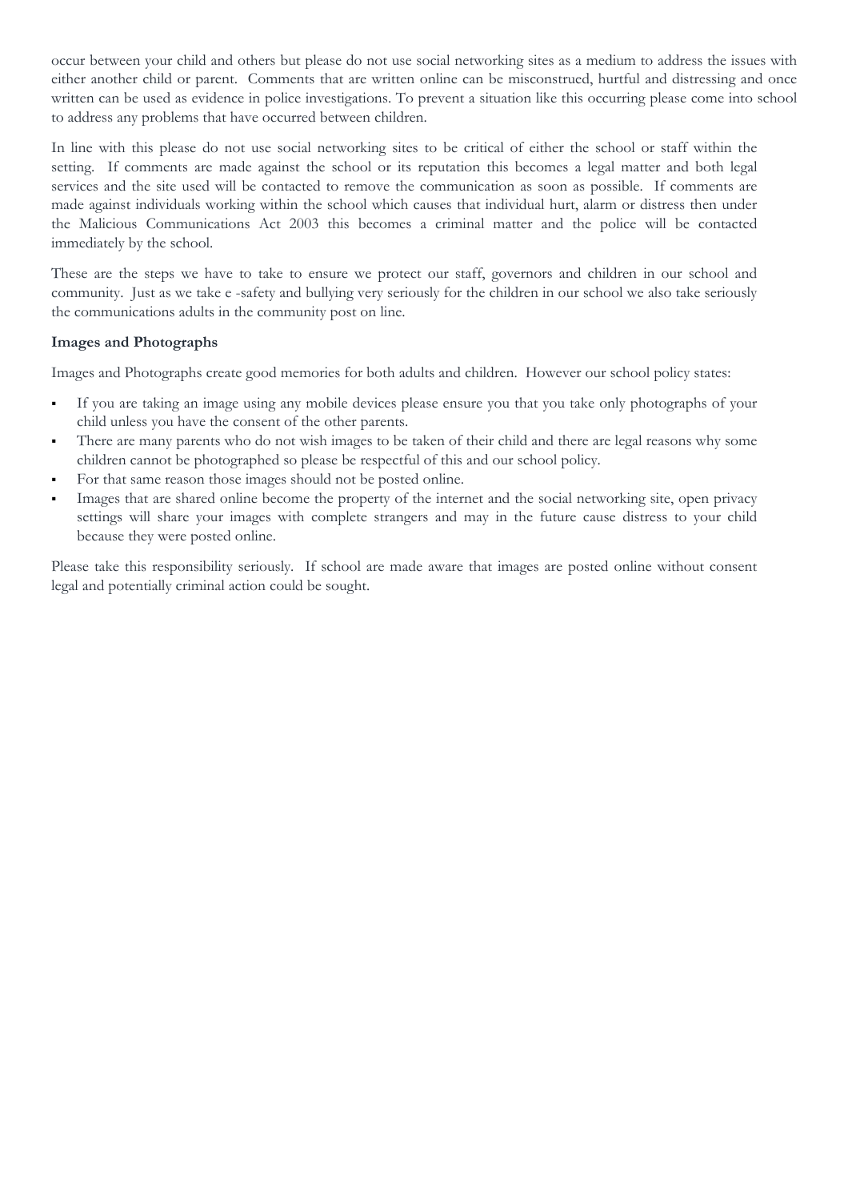occur between your child and others but please do not use social networking sites as a medium to address the issues with either another child or parent. Comments that are written online can be misconstrued, hurtful and distressing and once written can be used as evidence in police investigations. To prevent a situation like this occurring please come into school to address any problems that have occurred between children.

In line with this please do not use social networking sites to be critical of either the school or staff within the setting. If comments are made against the school or its reputation this becomes a legal matter and both legal services and the site used will be contacted to remove the communication as soon as possible. If comments are made against individuals working within the school which causes that individual hurt, alarm or distress then under the Malicious Communications Act 2003 this becomes a criminal matter and the police will be contacted immediately by the school.

These are the steps we have to take to ensure we protect our staff, governors and children in our school and community. Just as we take e -safety and bullying very seriously for the children in our school we also take seriously the communications adults in the community post on line.

**Images and Photographs**

Images and Photographs create good memories for both adults and children. However our school policy states:

- If you are taking an image using any mobile devices please ensure you that you take only photographs of your child unless you have the consent of the other parents.
- There are many parents who do not wish images to be taken of their child and there are legal reasons why some children cannot be photographed so please be respectful of this and our school policy.
- For that same reason those images should not be posted online.
- Images that are shared online become the property of the internet and the social networking site, open privacy settings will share your images with complete strangers and may in the future cause distress to your child because they were posted online.

Please take this responsibility seriously. If school are made aware that images are posted online without consent legal and potentially criminal action could be sought.